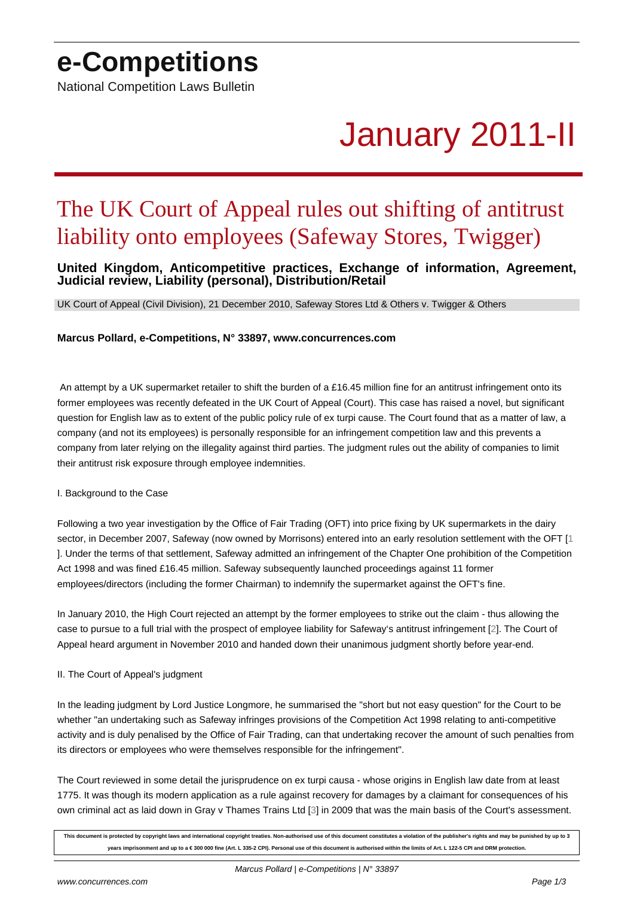# e-Competitions

National Competition Laws Bulletin

January 2011-II

## The UK Court of Appeal rules out shifting of antitrust liability onto employees (Safeway Stores, Twigger)

**United Kingdom, Anticompetitive practices, Exchange of information, Agreement, Judicial review, Liability (personal), Distribution/Retail**

UK Court of Appeal (Civil Division), 21 December 2010, Safeway Stores Ltd & Others v. Twigger & Others

**Marcus Pollard, e-Competitions, N° 33897, www.concurrences.com**

An attempt by a UK supermarket retailer to shift the burden of a £16.45 million fine for an antitrust infringement onto its former employees was recently defeated in the UK Court of Appeal (Court). This case has raised a novel, but significant question for English law as to extent of the public policy rule of ex turpi cause. The Court found that as a matter of law, a company (and not its employees) is personally responsible for an infringement competition law and this prevents a company from later relying on the illegality against third parties. The judgment rules out the ability of companies to limit their antitrust risk exposure through employee indemnities.

I. Background to the Case

Following a two year investigation by the Office of Fair Trading (OFT) into price fixing by UK supermarkets in the dairy sector, in December 2007, Safeway (now owned by Morrisons) entered into an early resolution settlement with the OFT [1]. Under the terms of that settlement, Safeway admitted an infringement of the Chapter One prohibition of the Competition Act 1998 and was fined £16.45 million. Safeway subsequently launched proceedings against 11 former employees/directors (including the former Chairman) to indemnify the supermarket against the OFT's fine.

In January 2010, the High Court rejected an attempt by the former employees to strike out the claim - thus allowing the case to pursue to a full trial with the prospect of employee liability for Safeway's antitrust infringement [2]. The Court of Appeal heard argument in November 2010 and handed down their unanimous judgment shortly before year-end.

II. The Court of Appeal's judgment

In the leading judgment by Lord Justice Longmore, he summarised the "short but not easy question" for the Court to be whether "an undertaking such as Safeway infringes provisions of the Competition Act 1998 relating to anti-competitive activity and is duly penalised by the Office of Fair Trading, can that undertaking recover the amount of such penalties from its directors or employees who were themselves responsible for the infringement".

The Court reviewed in some detail the jurisprudence on ex turpi causa - whose origins in English law date from at least 1775. It was though its modern application as a rule against recovery for damages by a claimant for consequences of his own criminal act as laid down in Gray v Thames Trains Ltd [3] in 2009 that was the main basis of the Court's assessment.

This document is protected by copyright laws and international copyright treaties. Non-authorised use of this document constitutes a violation of the publisher's rights and may be punished by up to 3 years imprisonment and up to a € 300 000 fine (Art. L 335-2 CPI). Personal use of this document is authorised within the limits of Art. L 122-5 CPI and DRM protection.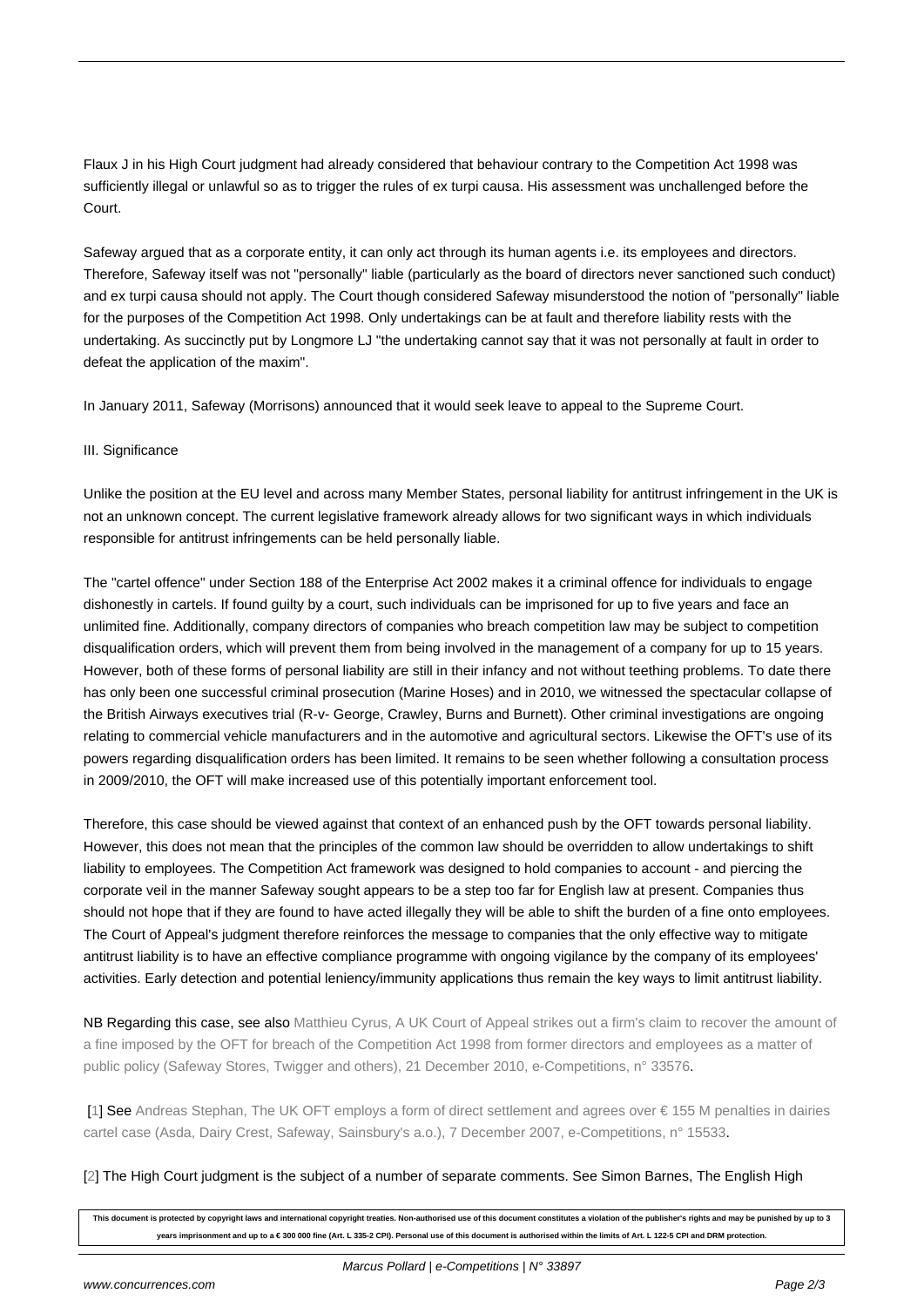Flaux J in his High Court judgment had already considered that behaviour contrary to the Competition Act 1998 was sufficiently illegal or unlawful so as to trigger the rules of ex turpi causa. His assessment was unchallenged before the Court.

Safeway argued that as a corporate entity, it can only act through its human agents i.e. its employees and directors. Therefore, Safeway itself was not "personally" liable (particularly as the board of directors never sanctioned such conduct) and ex turpi causa should not apply. The Court though considered Safeway misunderstood the notion of "personally" liable for the purposes of the Competition Act 1998. Only undertakings can be at fault and therefore liability rests with the undertaking. As succinctly put by Longmore LJ "the undertaking cannot say that it was not personally at fault in order to defeat the application of the maxim".

In January 2011, Safeway (Morrisons) announced that it would seek leave to appeal to the Supreme Court.

III. Significance

Unlike the position at the EU level and across many Member States, personal liability for antitrust infringement in the UK is not an unknown concept. The current legislative framework already allows for two significant ways in which individuals responsible for antitrust infringements can be held personally liable.

The "cartel offence" under Section 188 of the Enterprise Act 2002 makes it a criminal offence for individuals to engage dishonestly in cartels. If found guilty by a court, such individuals can be imprisoned for up to five years and face an unlimited fine. Additionally, company directors of companies who breach competition law may be subject to competition disqualification orders, which will prevent them from being involved in the management of a company for up to 15 years. However, both of these forms of personal liability are still in their infancy and not without teething problems. To date there has only been one successful criminal prosecution (Marine Hoses) and in 2010, we witnessed the spectacular collapse of the British Airways executives trial (R-v- George, Crawley, Burns and Burnett). Other criminal investigations are ongoing relating to commercial vehicle manufacturers and in the automotive and agricultural sectors. Likewise the OFT's use of its powers regarding disqualification orders has been limited. It remains to be seen whether following a consultation process in 2009/2010, the OFT will make increased use of this potentially important enforcement tool.

Therefore, this case should be viewed against that context of an enhanced push by the OFT towards personal liability. However, this does not mean that the principles of the common law should be overridden to allow undertakings to shift liability to employees. The Competition Act framework was designed to hold companies to account - and piercing the corporate veil in the manner Safeway sought appears to be a step too far for English law at present. Companies thus should not hope that if they are found to have acted illegally they will be able to shift the burden of a fine onto employees. The Court of Appeal's judgment therefore reinforces the message to companies that the only effective way to mitigate antitrust liability is to have an effective compliance programme with ongoing vigilance by the company of its employees' activities. Early detection and potential leniency/immunity applications thus remain the key ways to limit antitrust liability.

NB Regarding this case, see also Matthieu Cyrus, A UK Court of Appeal strikes out a firm's claim to recover the amount of a fine imposed by the OFT for breach of the Competition Act 1998 from former directors and employees as a matter of public policy (Safeway Stores, Twigger and others), 21 December 2010, e-Competitions, n° 33576.

[1] See Andreas Stephan, The UK OFT employs a form of direct settlement and agrees over € 155 M penalties in dairies cartel case (Asda, Dairy Crest, Safeway, Sainsbury's a.o.), 7 December 2007, e-Competitions, n° 15533.

[2] The High Court judgment is the subject of a number of separate comments. See Simon Barnes, The English High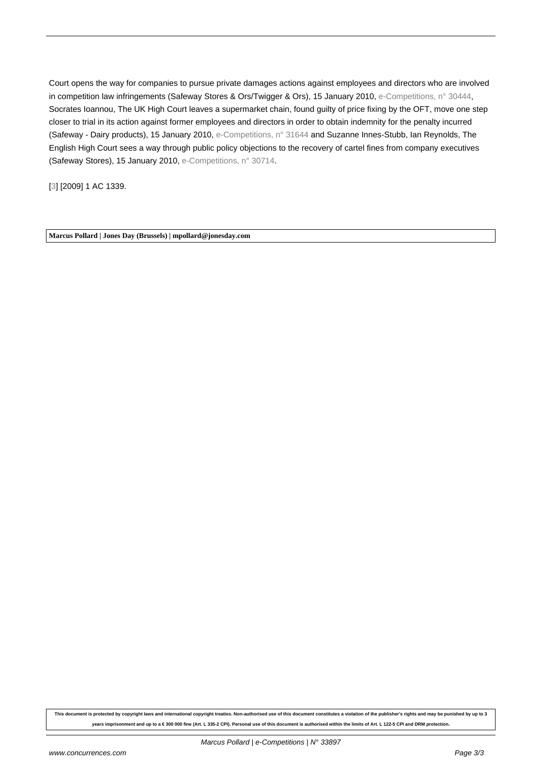Court opens the way for companies to pursue private damages actions against employees and directors who are involved in competition law infringements (Safeway Stores & Ors/Twigger & Ors), 15 January 2010, e-Competitions, n° 30444, Socrates Ioannou, The UK High Court leaves a supermarket chain, found guilty of price fixing by the OFT, move one step closer to trial in its action against former employees and directors in order to obtain indemnity for the penalty incurred (Safeway - Dairy products), 15 January 2010, e-Competitions, n° 31644 and Suzanne Innes-Stubb, Ian Reynolds, The English High Court sees a way through public policy objections to the recovery of cartel fines from company executives (Safeway Stores), 15 January 2010, e-Competitions, n° 30714.

[3] [2009] 1 AC 1339.

**Marcus Pollard | Jones Day (Brussels) | mpollard@jonesday.com**

**This document is protected by copyright laws and international copyright treaties. Non-authorised use of this document constitutes a violation of the publisher's rights and may be punished by up to 3 years imprisonment and up to a € 300 000 fine (Art. L 335-2 CPI). Personal use of this document is authorised within the limits of Art. L 122-5 CPI and DRM protection.**